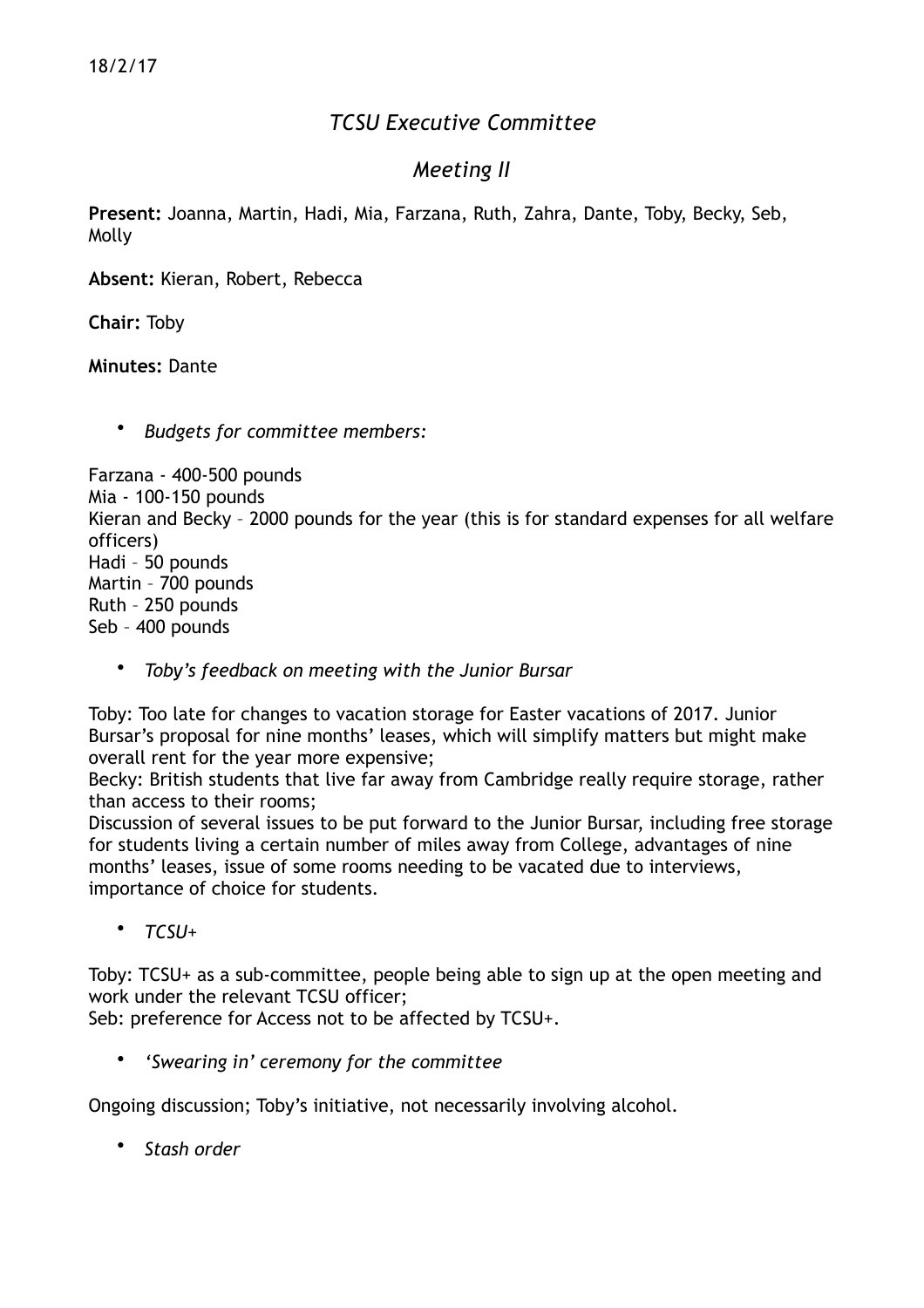18/2/17

# *TCSU Executive Committee*

## *Meeting II*

**Present:** Joanna, Martin, Hadi, Mia, Farzana, Ruth, Zahra, Dante, Toby, Becky, Seb, Molly

**Absent:** Kieran, Robert, Rebecca

**Chair:** Toby

**Minutes:** Dante

- *Budgets for committee members:*

Farzana - 400-500 pounds
Mia - 100-150 pounds
Kieran and Becky – 2000 pounds for the year (this is for standard expenses for all welfare officers)
Hadi – 50 pounds
Martin – 700 pounds
Ruth – 250 pounds
Seb – 400 pounds

- *Toby's feedback on meeting with the Junior Bursar*

Toby: Too late for changes to vacation storage for Easter vacations of 2017. Junior Bursar's proposal for nine months' leases, which will simplify matters but might make overall rent for the year more expensive;
Becky: British students that live far away from Cambridge really require storage, rather than access to their rooms;
Discussion of several issues to be put forward to the Junior Bursar, including free storage for students living a certain number of miles away from College, advantages of nine months' leases, issue of some rooms needing to be vacated due to interviews, importance of choice for students.

- *TCSU+*

Toby: TCSU+ as a sub-committee, people being able to sign up at the open meeting and work under the relevant TCSU officer;
Seb: preference for Access not to be affected by TCSU+.

- *'Swearing in' ceremony for the committee*

Ongoing discussion; Toby's initiative, not necessarily involving alcohol.

- *Stash order*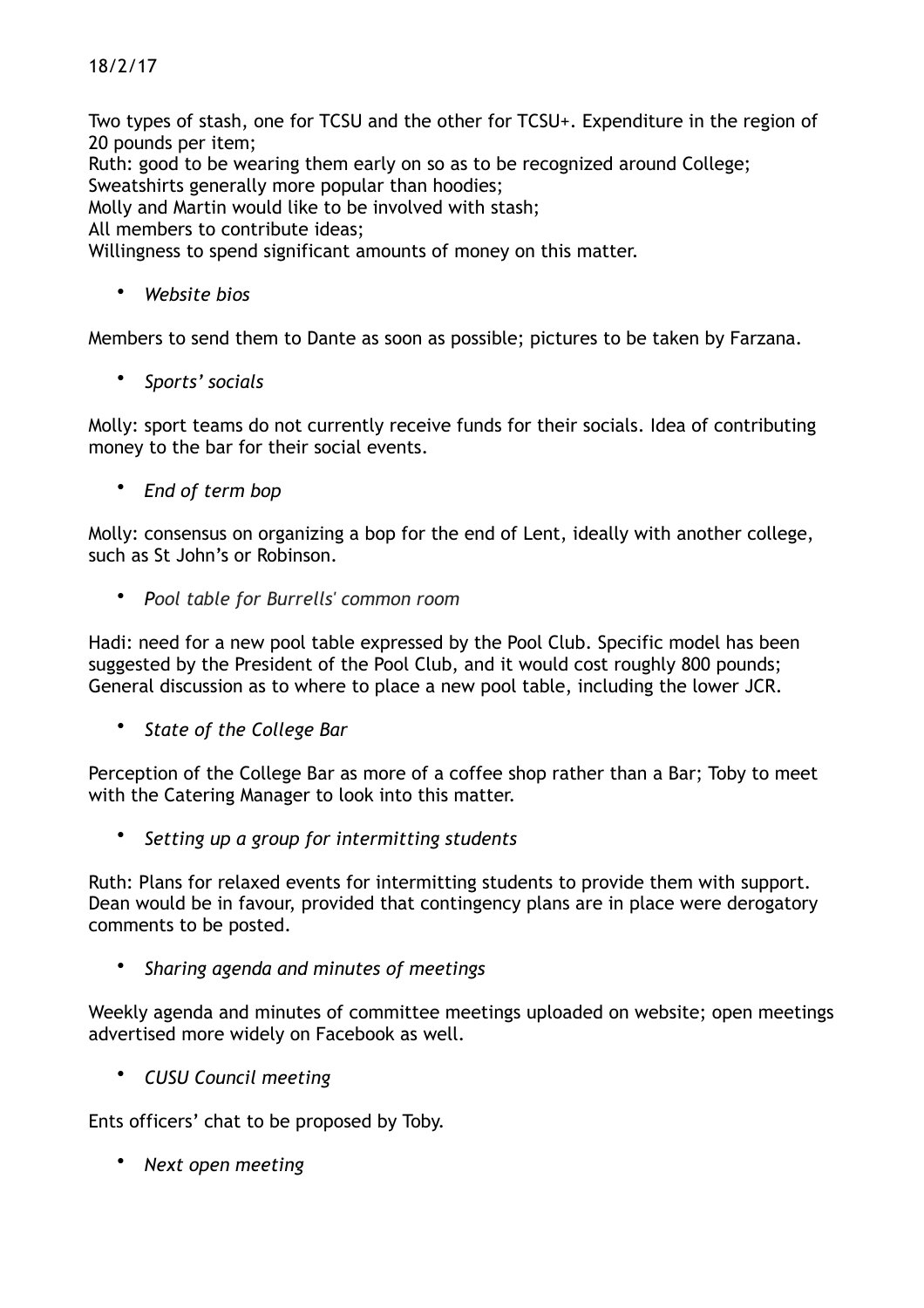18/2/17

Two types of stash, one for TCSU and the other for TCSU+. Expenditure in the region of 20 pounds per item;
Ruth: good to be wearing them early on so as to be recognized around College;
Sweatshirts generally more popular than hoodies;
Molly and Martin would like to be involved with stash;
All members to contribute ideas;
Willingness to spend significant amounts of money on this matter.

- *Website bios*

Members to send them to Dante as soon as possible; pictures to be taken by Farzana.

- *Sports' socials*

Molly: sport teams do not currently receive funds for their socials. Idea of contributing money to the bar for their social events.

- *End of term bop*

Molly: consensus on organizing a bop for the end of Lent, ideally with another college, such as St John's or Robinson.

- *Pool table for Burrells' common room*

Hadi: need for a new pool table expressed by the Pool Club. Specific model has been suggested by the President of the Pool Club, and it would cost roughly 800 pounds;
General discussion as to where to place a new pool table, including the lower JCR.

- *State of the College Bar*

Perception of the College Bar as more of a coffee shop rather than a Bar; Toby to meet with the Catering Manager to look into this matter.

- *Setting up a group for intermitting students*

Ruth: Plans for relaxed events for intermitting students to provide them with support. Dean would be in favour, provided that contingency plans are in place were derogatory comments to be posted.

- *Sharing agenda and minutes of meetings*

Weekly agenda and minutes of committee meetings uploaded on website; open meetings advertised more widely on Facebook as well.

- *CUSU Council meeting*

Ents officers' chat to be proposed by Toby.

- *Next open meeting*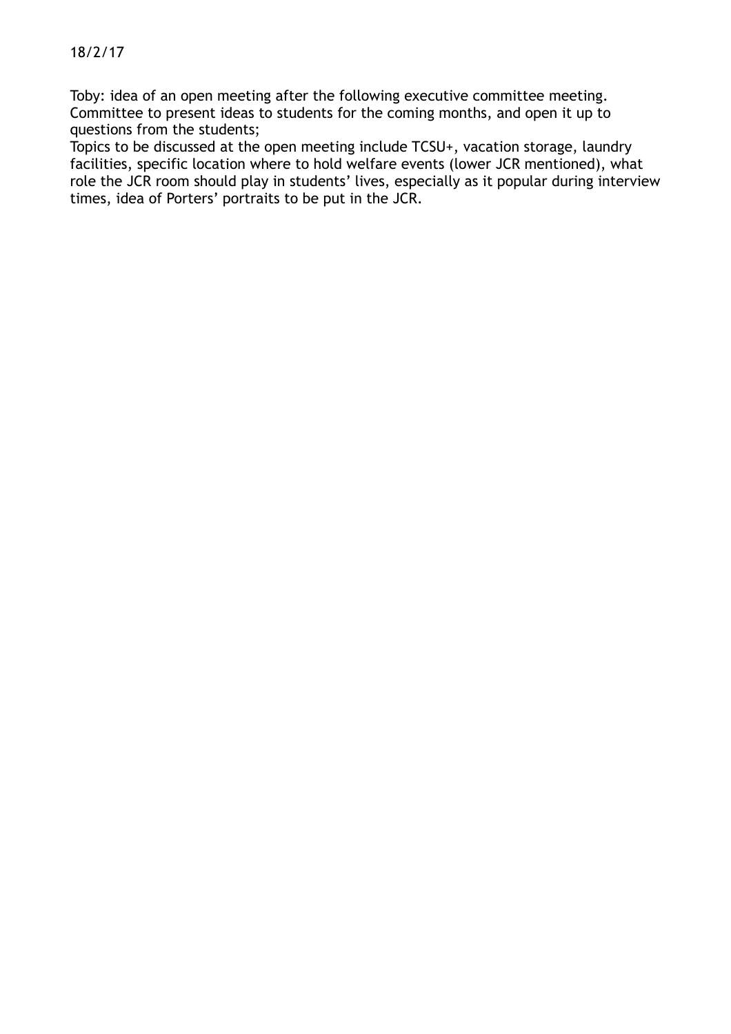18/2/17

Toby: idea of an open meeting after the following executive committee meeting. Committee to present ideas to students for the coming months, and open it up to questions from the students;
Topics to be discussed at the open meeting include TCSU+, vacation storage, laundry facilities, specific location where to hold welfare events (lower JCR mentioned), what role the JCR room should play in students' lives, especially as it popular during interview times, idea of Porters' portraits to be put in the JCR.